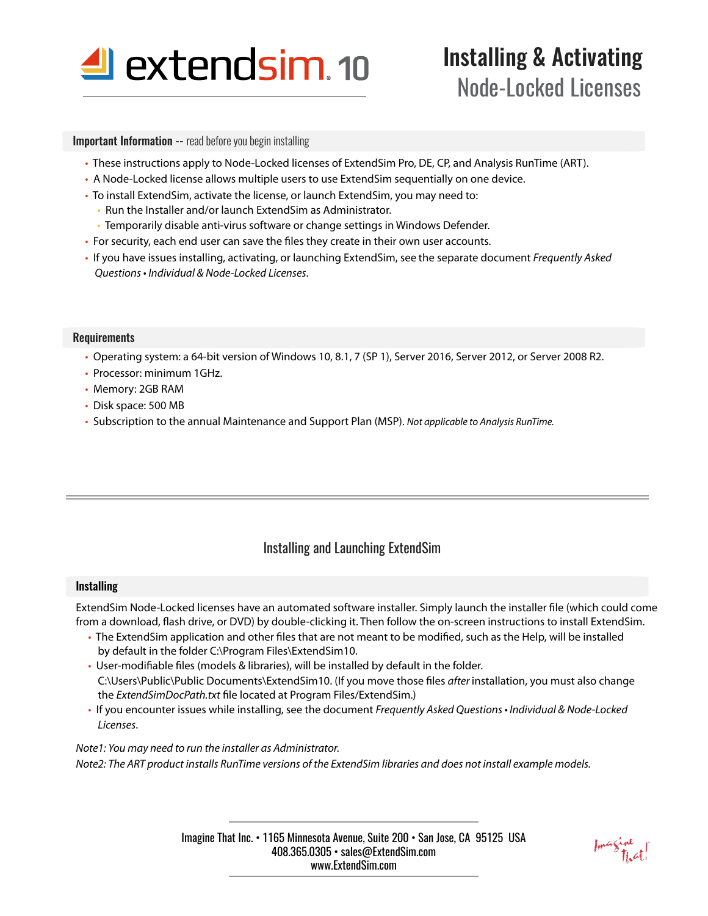# extendsim 10

# Installing & Activating Node-Locked Licenses

## Important Information -- read before you begin installing

- These instructions apply to Node-Locked licenses of ExtendSim Pro, DE, CP, and Analysis RunTime (ART).
- A Node-Locked license allows multiple users to use ExtendSim sequentially on one device.
- To install ExtendSim, activate the license, or launch ExtendSim, you may need to:
  - Run the Installer and/or launch ExtendSim as Administrator.
  - Temporarily disable anti-virus software or change settings in Windows Defender.
- For security, each end user can save the files they create in their own user accounts.
- If you have issues installing, activating, or launching ExtendSim, see the separate document *Frequently Asked Questions • Individual & Node-Locked Licenses*.

## Requirements

- Operating system: a 64-bit version of Windows 10, 8.1, 7 (SP 1), Server 2016, Server 2012, or Server 2008 R2.
- Processor: minimum 1GHz.
- Memory: 2GB RAM
- Disk space: 500 MB
- Subscription to the annual Maintenance and Support Plan (MSP). *Not applicable to Analysis RunTime.*

---

# Installing and Launching ExtendSim

## Installing

ExtendSim Node-Locked licenses have an automated software installer. Simply launch the installer file (which could come from a download, flash drive, or DVD) by double-clicking it. Then follow the on-screen instructions to install ExtendSim.

- The ExtendSim application and other files that are not meant to be modified, such as the Help, will be installed by default in the folder C:\Program Files\ExtendSim10.
- User-modifiable files (models & libraries), will be installed by default in the folder. C:\Users\Public\Public Documents\ExtendSim10. (If you move those files *after* installation, you must also change the *ExtendSimDocPath.txt* file located at Program Files/ExtendSim.)
- If you encounter issues while installing, see the document *Frequently Asked Questions • Individual & Node-Locked Licenses*.

*Note1: You may need to run the installer as Administrator.*

*Note2: The ART product installs RunTime versions of the ExtendSim libraries and does not install example models.*

Imagine That Inc. • 1165 Minnesota Avenue, Suite 200 • San Jose, CA 95125 USA
408.365.0305 • sales@ExtendSim.com
www.ExtendSim.com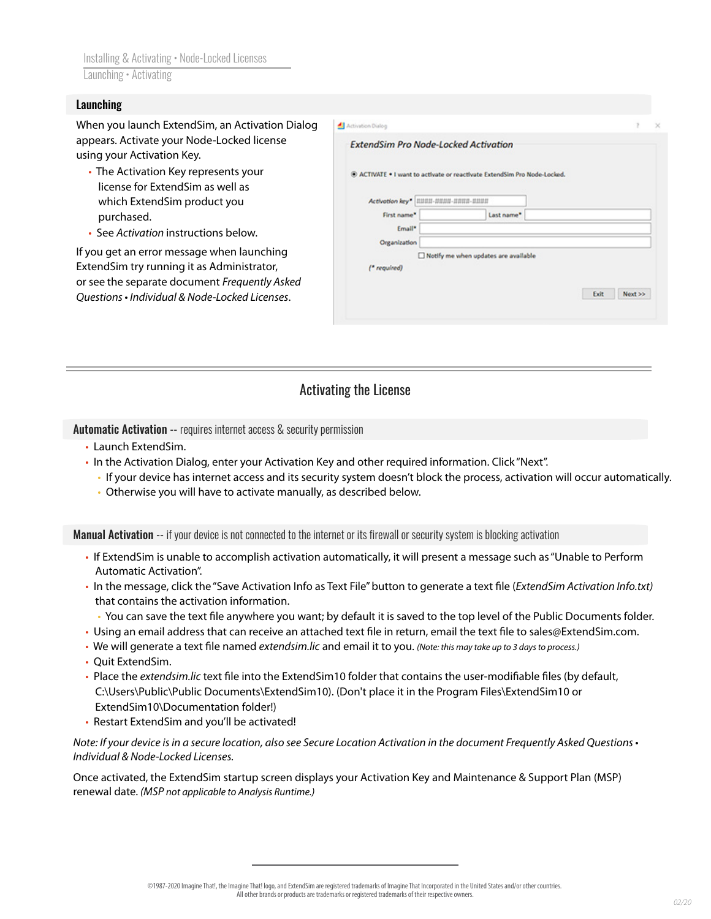Installing & Activating • Node-Locked Licenses
Launching • Activating

## Launching

When you launch ExtendSim, an Activation Dialog appears. Activate your Node-Locked license using your Activation Key.

- The Activation Key represents your license for ExtendSim as well as which ExtendSim product you purchased.
- See *Activation* instructions below.

If you get an error message when launching ExtendSim try running it as Administrator, or see the separate document *Frequently Asked Questions • Individual & Node-Locked Licenses*.

Activation Dialog

*ExtendSim Pro Node-Locked Activation*

ACTIVATE • I want to activate or reactivate ExtendSim Pro Node-Locked.

Activation key* ####-####-####-####
First name*
Last name*
Email*
Organization
Notify me when updates are available
(* required)
Exit
Next >>

## Activating the License

### Automatic Activation -- requires internet access & security permission

- Launch ExtendSim.
- In the Activation Dialog, enter your Activation Key and other required information. Click "Next".
  - If your device has internet access and its security system doesn't block the process, activation will occur automatically.
  - Otherwise you will have to activate manually, as described below.

### Manual Activation -- if your device is not connected to the internet or its firewall or security system is blocking activation

- If ExtendSim is unable to accomplish activation automatically, it will present a message such as "Unable to Perform Automatic Activation".
- In the message, click the "Save Activation Info as Text File" button to generate a text file (*ExtendSim Activation Info.txt)* that contains the activation information.
  - You can save the text file anywhere you want; by default it is saved to the top level of the Public Documents folder.
- Using an email address that can receive an attached text file in return, email the text file to sales@ExtendSim.com.
- We will generate a text file named *extendsim.lic* and email it to you. *(Note: this may take up to 3 days to process.)*
- Quit ExtendSim.
- Place the *extendsim.lic* text file into the ExtendSim10 folder that contains the user-modifiable files (by default, C:\Users\Public\Public Documents\ExtendSim10). (Don't place it in the Program Files\ExtendSim10 or ExtendSim10\Documentation folder!)
- Restart ExtendSim and you'll be activated!

*Note: If your device is in a secure location, also see Secure Location Activation in the document Frequently Asked Questions • Individual & Node-Locked Licenses.*

Once activated, the ExtendSim startup screen displays your Activation Key and Maintenance & Support Plan (MSP) renewal date. *(MSP not applicable to Analysis Runtime.)*

©1987-2020 Imagine That!, the Imagine That! logo, and ExtendSim are registered trademarks of Imagine That Incorporated in the United States and/or other countries.
All other brands or products are trademarks or registered trademarks of their respective owners.